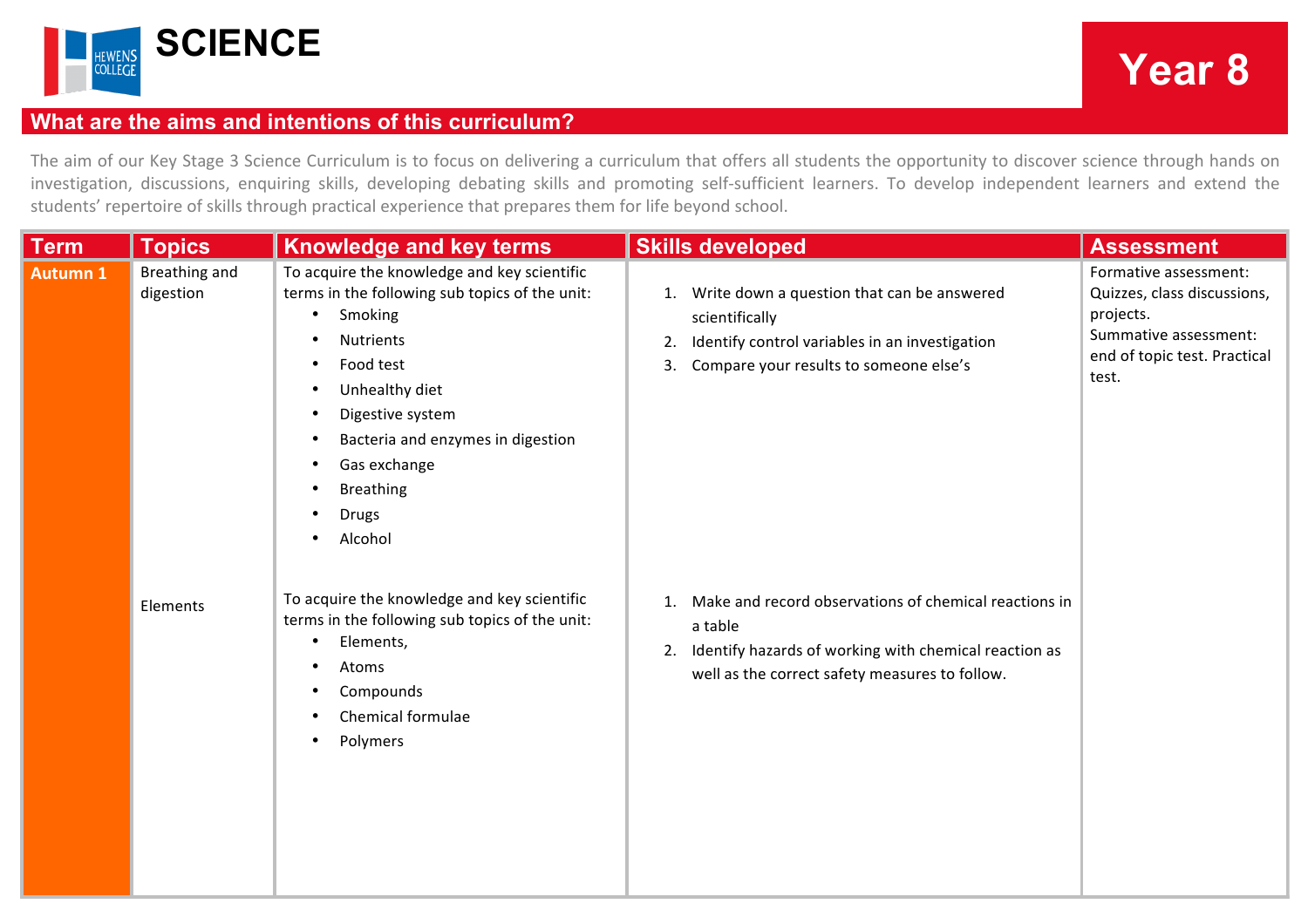# SCIENCE

## Year 8

## What are the aims and intentions of this curriculum?

The aim of our Key Stage 3 Science Curriculum is to focus on delivering a curriculum that offers all students the opportunity to discover science through hands on investigation, discussions, enquiring skills, developing debating skills and promoting self-sufficient learners. To develop independent learners and extend the students' repertoire of skills through practical experience that prepares them for life beyond school.

| Term | Topics | Knowledge and key terms | Skills developed | Assessment |
|---|---|---|---|---|
| Autumn 1 | Breathing and digestion | To acquire the knowledge and key scientific terms in the following sub topics of the unit:<br>• Smoking<br>• Nutrients<br>• Food test<br>• Unhealthy diet<br>• Digestive system<br>• Bacteria and enzymes in digestion<br>• Gas exchange<br>• Breathing<br>• Drugs<br>• Alcohol | 1. Write down a question that can be answered scientifically<br>2. Identify control variables in an investigation<br>3. Compare your results to someone else's | Formative assessment: Quizzes, class discussions, projects.<br>Summative assessment: end of topic test. Practical test. |
| | Elements | To acquire the knowledge and key scientific terms in the following sub topics of the unit:<br>• Elements,<br>• Atoms<br>• Compounds<br>• Chemical formulae<br>• Polymers | 1. Make and record observations of chemical reactions in a table<br>2. Identify hazards of working with chemical reaction as well as the correct safety measures to follow. | |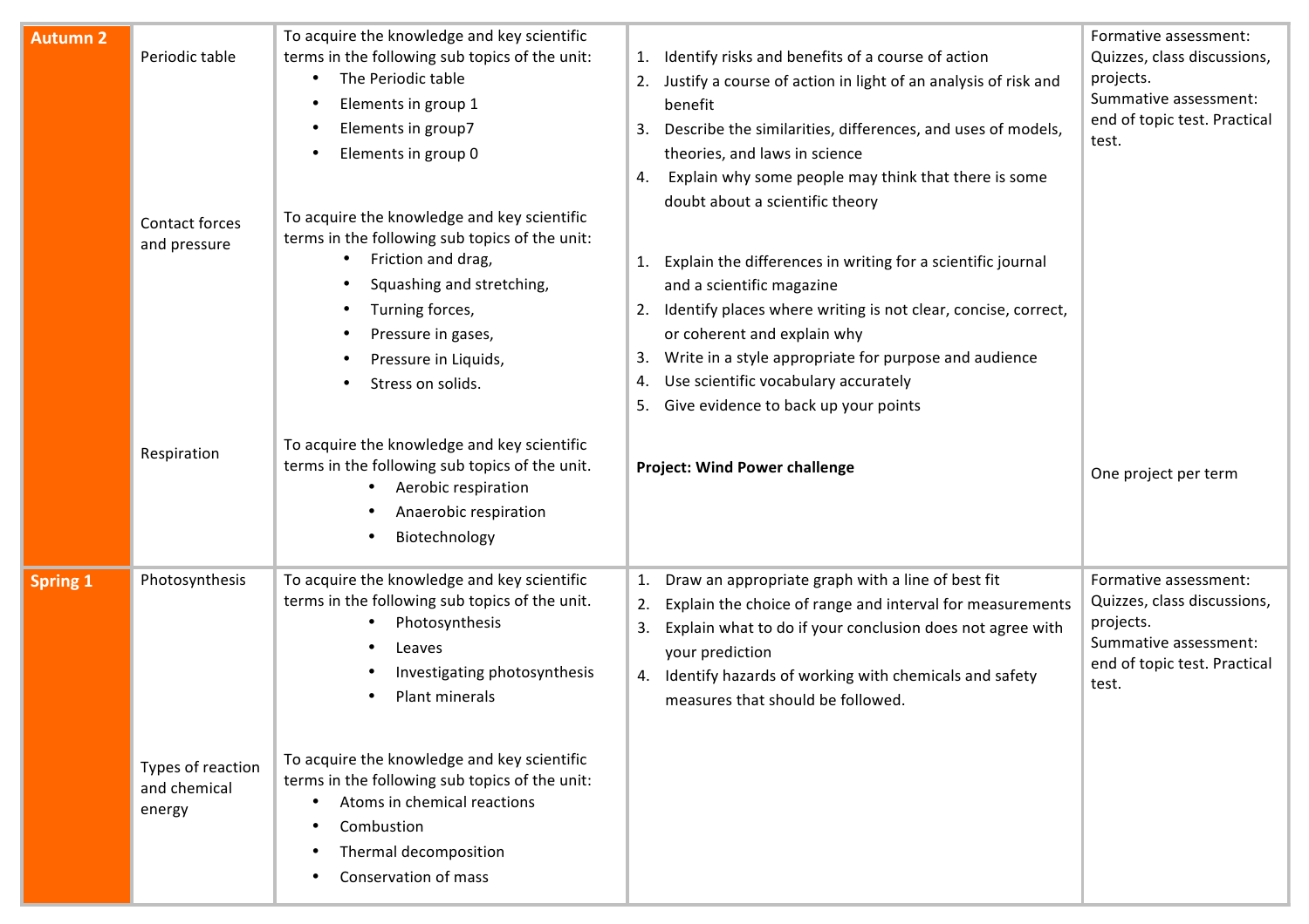| | | | | |
|---|---|---|---|---|
| **Autumn 2** | Periodic table | To acquire the knowledge and key scientific terms in the following sub topics of the unit:<br>• The Periodic table<br>• Elements in group 1<br>• Elements in group7<br>• Elements in group 0 | 1. Identify risks and benefits of a course of action<br>2. Justify a course of action in light of an analysis of risk and benefit<br>3. Describe the similarities, differences, and uses of models, theories, and laws in science<br>4. Explain why some people may think that there is some doubt about a scientific theory | Formative assessment: Quizzes, class discussions, projects.<br>Summative assessment: end of topic test. Practical test. |
| | Contact forces and pressure | To acquire the knowledge and key scientific terms in the following sub topics of the unit:<br>• Friction and drag,<br>• Squashing and stretching,<br>• Turning forces,<br>• Pressure in gases,<br>• Pressure in Liquids,<br>• Stress on solids. | 1. Explain the differences in writing for a scientific journal and a scientific magazine<br>2. Identify places where writing is not clear, concise, correct, or coherent and explain why<br>3. Write in a style appropriate for purpose and audience<br>4. Use scientific vocabulary accurately<br>5. Give evidence to back up your points | |
| | Respiration | To acquire the knowledge and key scientific terms in the following sub topics of the unit.<br>• Aerobic respiration<br>• Anaerobic respiration<br>• Biotechnology | **Project: Wind Power challenge** | One project per term |
| **Spring 1** | Photosynthesis | To acquire the knowledge and key scientific terms in the following sub topics of the unit.<br>• Photosynthesis<br>• Leaves<br>• Investigating photosynthesis<br>• Plant minerals | 1. Draw an appropriate graph with a line of best fit<br>2. Explain the choice of range and interval for measurements<br>3. Explain what to do if your conclusion does not agree with your prediction<br>4. Identify hazards of working with chemicals and safety measures that should be followed. | Formative assessment: Quizzes, class discussions, projects.<br>Summative assessment: end of topic test. Practical test. |
| | Types of reaction and chemical energy | To acquire the knowledge and key scientific terms in the following sub topics of the unit:<br>• Atoms in chemical reactions<br>• Combustion<br>• Thermal decomposition<br>• Conservation of mass | | |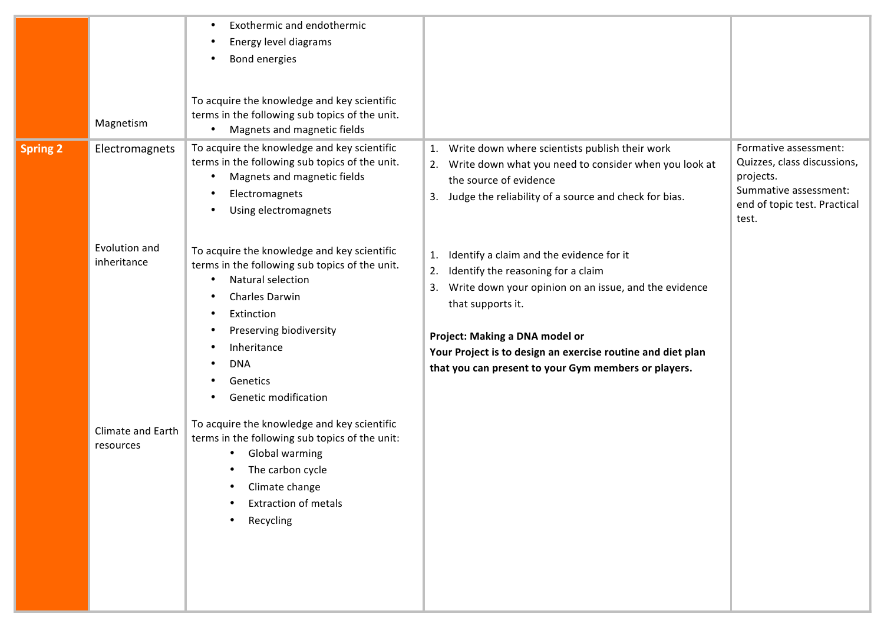| | | | | |
|---|---|---|---|---|
| | | • Exothermic and endothermic<br>• Energy level diagrams<br>• Bond energies | | |
| | Magnetism | To acquire the knowledge and key scientific terms in the following sub topics of the unit.<br>• Magnets and magnetic fields | | |
| **Spring 2** | Electromagnets | To acquire the knowledge and key scientific terms in the following sub topics of the unit.<br>• Magnets and magnetic fields<br>• Electromagnets<br>• Using electromagnets | 1. Write down where scientists publish their work<br>2. Write down what you need to consider when you look at the source of evidence<br>3. Judge the reliability of a source and check for bias. | Formative assessment: Quizzes, class discussions, projects.<br>Summative assessment: end of topic test. Practical test. |
| | Evolution and inheritance | To acquire the knowledge and key scientific terms in the following sub topics of the unit.<br>• Natural selection<br>• Charles Darwin<br>• Extinction<br>• Preserving biodiversity<br>• Inheritance<br>• DNA<br>• Genetics<br>• Genetic modification | 1. Identify a claim and the evidence for it<br>2. Identify the reasoning for a claim<br>3. Write down your opinion on an issue, and the evidence that supports it.<br><br>**Project: Making a DNA model or**<br>**Your Project is to design an exercise routine and diet plan that you can present to your Gym members or players.** | |
| | Climate and Earth resources | To acquire the knowledge and key scientific terms in the following sub topics of the unit:<br>• Global warming<br>• The carbon cycle<br>• Climate change<br>• Extraction of metals<br>• Recycling | | |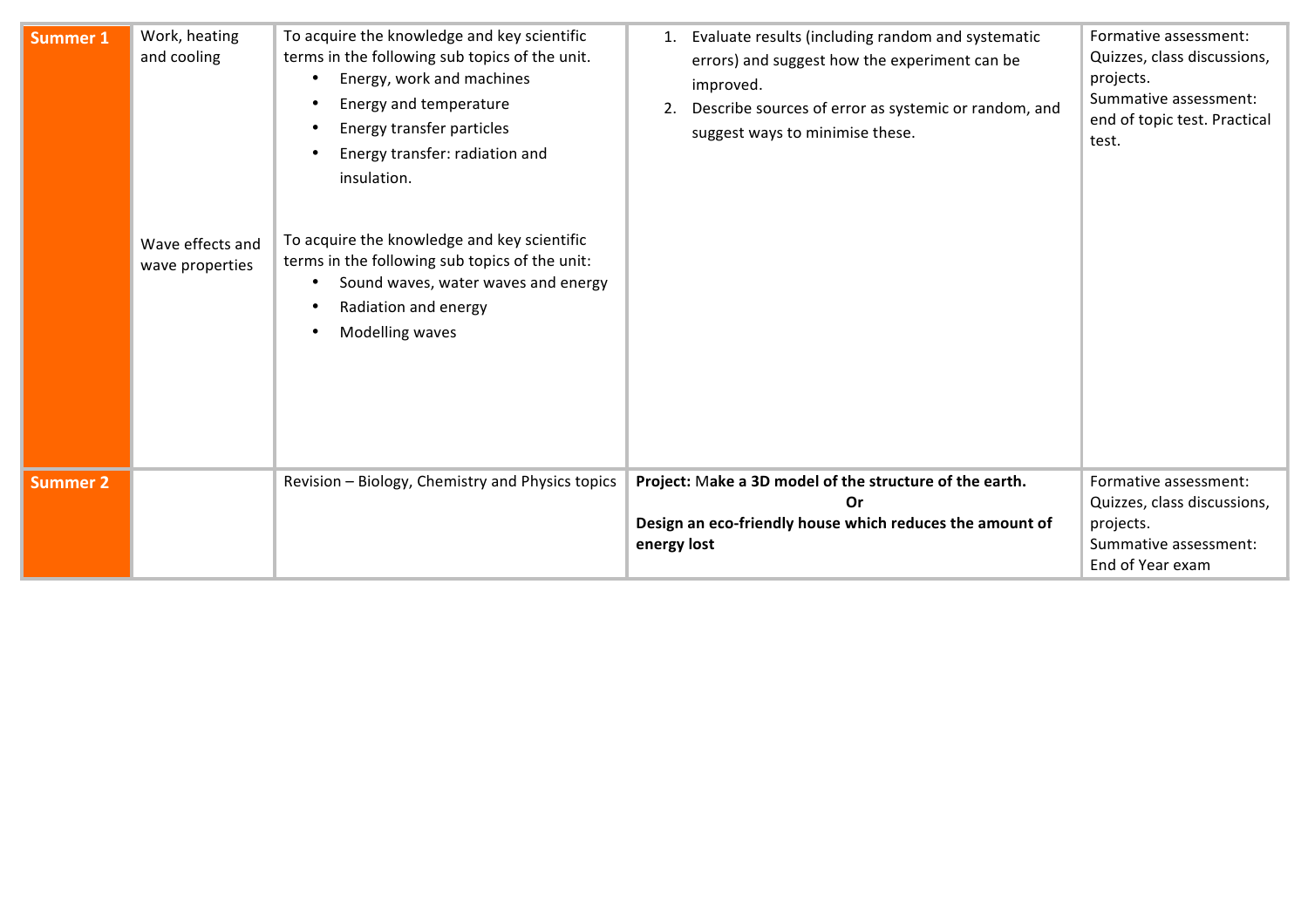| | | | | |
|---|---|---|---|---|
| **Summer 1** | Work, heating and cooling | To acquire the knowledge and key scientific terms in the following sub topics of the unit.<br>• Energy, work and machines<br>• Energy and temperature<br>• Energy transfer particles<br>• Energy transfer: radiation and insulation. | 1. Evaluate results (including random and systematic errors) and suggest how the experiment can be improved.<br>2. Describe sources of error as systemic or random, and suggest ways to minimise these. | Formative assessment: Quizzes, class discussions, projects.<br>Summative assessment: end of topic test. Practical test. |
| | Wave effects and wave properties | To acquire the knowledge and key scientific terms in the following sub topics of the unit:<br>• Sound waves, water waves and energy<br>• Radiation and energy<br>• Modelling waves | | |
| **Summer 2** | | Revision – Biology, Chemistry and Physics topics | **Project:** **Make a 3D model of the structure of the earth.**<br>**Or**<br>**Design an eco-friendly house which reduces the amount of energy lost** | Formative assessment: Quizzes, class discussions, projects.<br>Summative assessment: End of Year exam |